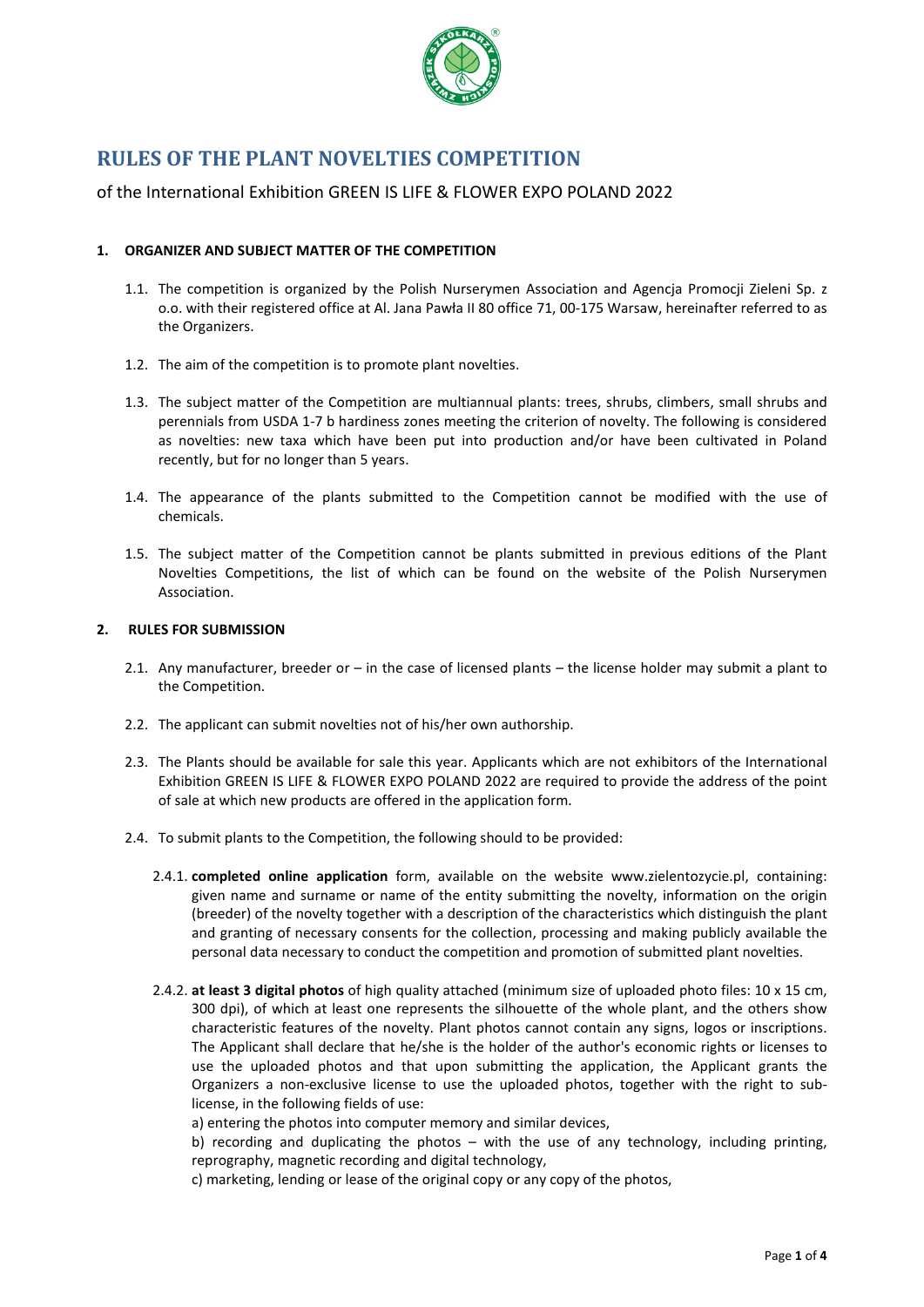# RULES OF THE PLANT NOVELTIES COMPETITION

of the International Exhibition GREEN IS LIFE & FLOWER EXPO POLAND 2022

## 1. ORGANIZER AND SUBJECT MATTER OF THE COMPETITION

1.1. The competition is organized by the Polish Nurserymen Association and Agencja Promocji Zieleni Sp. z o.o. with their registered office at Al. Jana Pawła II 80 office 71, 00-175 Warsaw, hereinafter referred to as the Organizers.

1.2. The aim of the competition is to promote plant novelties.

1.3. The subject matter of the Competition are multiannual plants: trees, shrubs, climbers, small shrubs and perennials from USDA 1-7 b hardiness zones meeting the criterion of novelty. The following is considered as novelties: new taxa which have been put into production and/or have been cultivated in Poland recently, but for no longer than 5 years.

1.4. The appearance of the plants submitted to the Competition cannot be modified with the use of chemicals.

1.5. The subject matter of the Competition cannot be plants submitted in previous editions of the Plant Novelties Competitions, the list of which can be found on the website of the Polish Nurserymen Association.

## 2. RULES FOR SUBMISSION

2.1. Any manufacturer, breeder or – in the case of licensed plants – the license holder may submit a plant to the Competition.

2.2. The applicant can submit novelties not of his/her own authorship.

2.3. The Plants should be available for sale this year. Applicants which are not exhibitors of the International Exhibition GREEN IS LIFE & FLOWER EXPO POLAND 2022 are required to provide the address of the point of sale at which new products are offered in the application form.

2.4. To submit plants to the Competition, the following should to be provided:

2.4.1. **completed online application** form, available on the website www.zielentozycie.pl, containing: given name and surname or name of the entity submitting the novelty, information on the origin (breeder) of the novelty together with a description of the characteristics which distinguish the plant and granting of necessary consents for the collection, processing and making publicly available the personal data necessary to conduct the competition and promotion of submitted plant novelties.

2.4.2. **at least 3 digital photos** of high quality attached (minimum size of uploaded photo files: 10 x 15 cm, 300 dpi), of which at least one represents the silhouette of the whole plant, and the others show characteristic features of the novelty. Plant photos cannot contain any signs, logos or inscriptions. The Applicant shall declare that he/she is the holder of the author's economic rights or licenses to use the uploaded photos and that upon submitting the application, the Applicant grants the Organizers a non-exclusive license to use the uploaded photos, together with the right to sub-license, in the following fields of use:

a) entering the photos into computer memory and similar devices,

b) recording and duplicating the photos – with the use of any technology, including printing, reprography, magnetic recording and digital technology,

c) marketing, lending or lease of the original copy or any copy of the photos,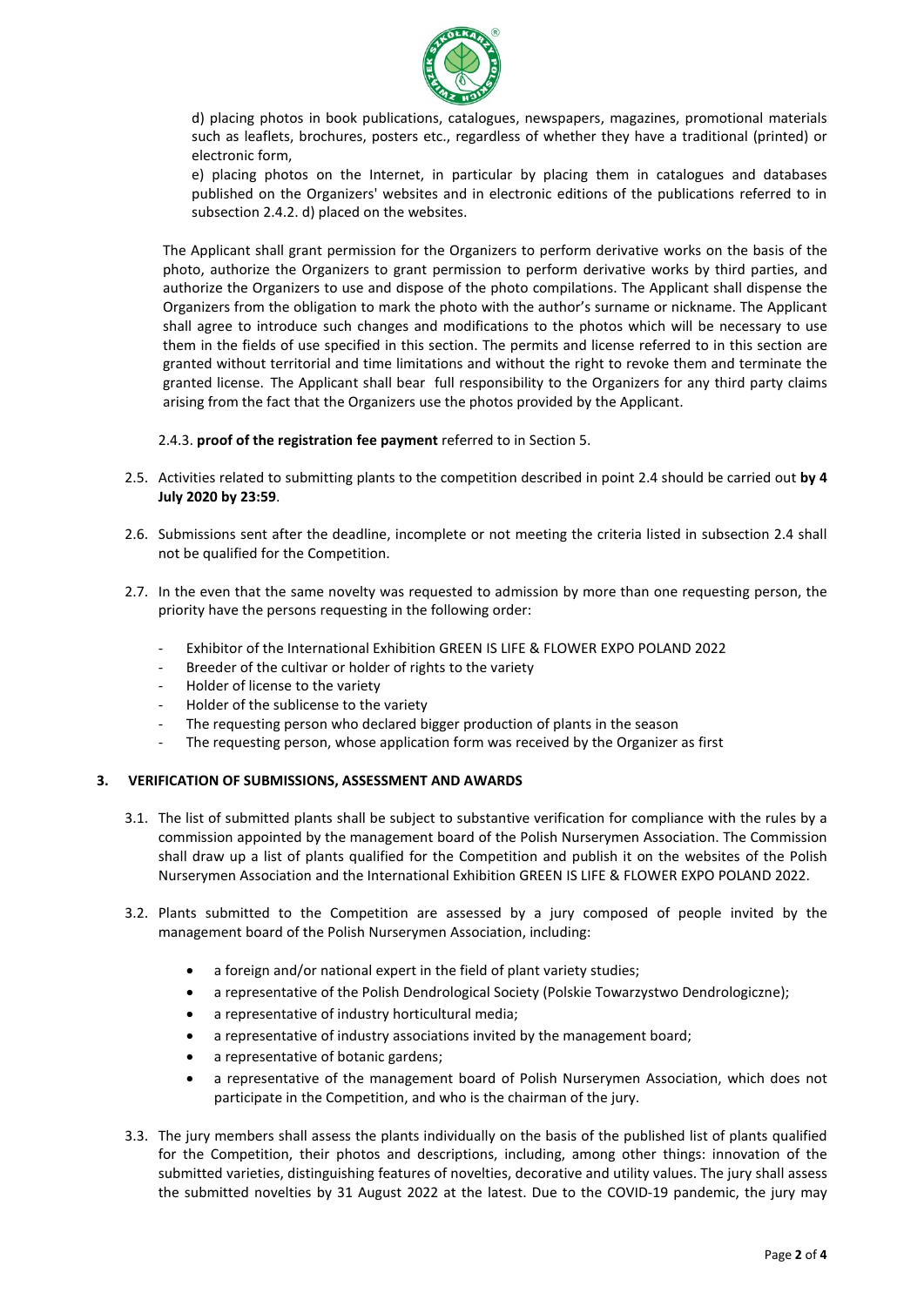d) placing photos in book publications, catalogues, newspapers, magazines, promotional materials such as leaflets, brochures, posters etc., regardless of whether they have a traditional (printed) or electronic form,

e) placing photos on the Internet, in particular by placing them in catalogues and databases published on the Organizers' websites and in electronic editions of the publications referred to in subsection 2.4.2. d) placed on the websites.

The Applicant shall grant permission for the Organizers to perform derivative works on the basis of the photo, authorize the Organizers to grant permission to perform derivative works by third parties, and authorize the Organizers to use and dispose of the photo compilations. The Applicant shall dispense the Organizers from the obligation to mark the photo with the author's surname or nickname. The Applicant shall agree to introduce such changes and modifications to the photos which will be necessary to use them in the fields of use specified in this section. The permits and license referred to in this section are granted without territorial and time limitations and without the right to revoke them and terminate the granted license. The Applicant shall bear full responsibility to the Organizers for any third party claims arising from the fact that the Organizers use the photos provided by the Applicant.

2.4.3. **proof of the registration fee payment** referred to in Section 5.

2.5. Activities related to submitting plants to the competition described in point 2.4 should be carried out **by 4 July 2020 by 23:59**.

2.6. Submissions sent after the deadline, incomplete or not meeting the criteria listed in subsection 2.4 shall not be qualified for the Competition.

2.7. In the even that the same novelty was requested to admission by more than one requesting person, the priority have the persons requesting in the following order:

- Exhibitor of the International Exhibition GREEN IS LIFE & FLOWER EXPO POLAND 2022
- Breeder of the cultivar or holder of rights to the variety
- Holder of license to the variety
- Holder of the sublicense to the variety
- The requesting person who declared bigger production of plants in the season
- The requesting person, whose application form was received by the Organizer as first

## 3. VERIFICATION OF SUBMISSIONS, ASSESSMENT AND AWARDS

3.1. The list of submitted plants shall be subject to substantive verification for compliance with the rules by a commission appointed by the management board of the Polish Nurserymen Association. The Commission shall draw up a list of plants qualified for the Competition and publish it on the websites of the Polish Nurserymen Association and the International Exhibition GREEN IS LIFE & FLOWER EXPO POLAND 2022.

3.2. Plants submitted to the Competition are assessed by a jury composed of people invited by the management board of the Polish Nurserymen Association, including:

- a foreign and/or national expert in the field of plant variety studies;
- a representative of the Polish Dendrological Society (Polskie Towarzystwo Dendrologiczne);
- a representative of industry horticultural media;
- a representative of industry associations invited by the management board;
- a representative of botanic gardens;
- a representative of the management board of Polish Nurserymen Association, which does not participate in the Competition, and who is the chairman of the jury.

3.3. The jury members shall assess the plants individually on the basis of the published list of plants qualified for the Competition, their photos and descriptions, including, among other things: innovation of the submitted varieties, distinguishing features of novelties, decorative and utility values. The jury shall assess the submitted novelties by 31 August 2022 at the latest. Due to the COVID-19 pandemic, the jury may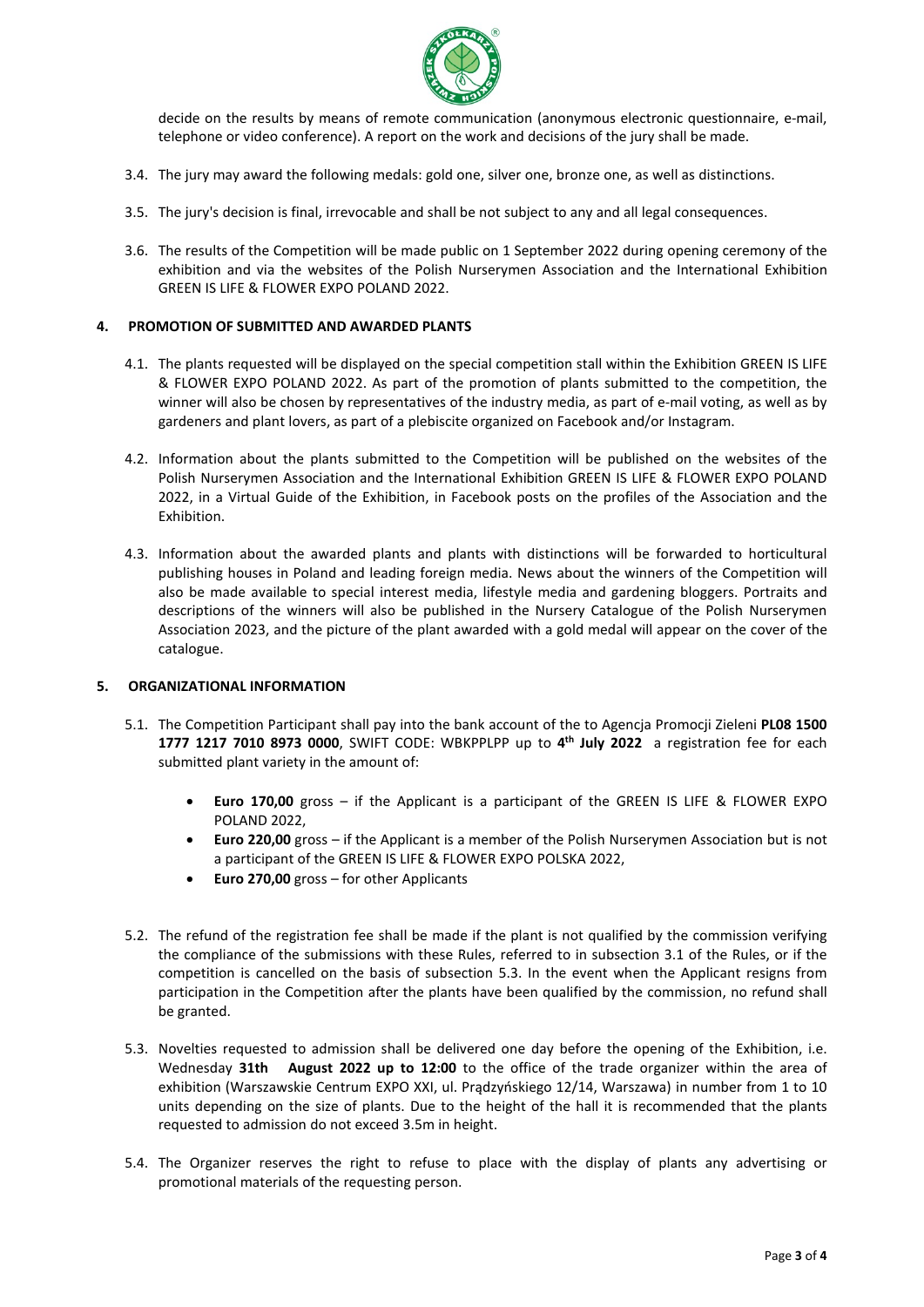decide on the results by means of remote communication (anonymous electronic questionnaire, e-mail, telephone or video conference). A report on the work and decisions of the jury shall be made.

3.4. The jury may award the following medals: gold one, silver one, bronze one, as well as distinctions.

3.5. The jury's decision is final, irrevocable and shall be not subject to any and all legal consequences.

3.6. The results of the Competition will be made public on 1 September 2022 during opening ceremony of the exhibition and via the websites of the Polish Nurserymen Association and the International Exhibition GREEN IS LIFE & FLOWER EXPO POLAND 2022.

## 4. PROMOTION OF SUBMITTED AND AWARDED PLANTS

4.1. The plants requested will be displayed on the special competition stall within the Exhibition GREEN IS LIFE & FLOWER EXPO POLAND 2022. As part of the promotion of plants submitted to the competition, the winner will also be chosen by representatives of the industry media, as part of e-mail voting, as well as by gardeners and plant lovers, as part of a plebiscite organized on Facebook and/or Instagram.

4.2. Information about the plants submitted to the Competition will be published on the websites of the Polish Nurserymen Association and the International Exhibition GREEN IS LIFE & FLOWER EXPO POLAND 2022, in a Virtual Guide of the Exhibition, in Facebook posts on the profiles of the Association and the Exhibition.

4.3. Information about the awarded plants and plants with distinctions will be forwarded to horticultural publishing houses in Poland and leading foreign media. News about the winners of the Competition will also be made available to special interest media, lifestyle media and gardening bloggers. Portraits and descriptions of the winners will also be published in the Nursery Catalogue of the Polish Nurserymen Association 2023, and the picture of the plant awarded with a gold medal will appear on the cover of the catalogue.

## 5. ORGANIZATIONAL INFORMATION

5.1. The Competition Participant shall pay into the bank account of the to Agencja Promocji Zieleni **PL08 1500 1777 1217 7010 8973 0000**, SWIFT CODE: WBKPPLPP up to **4th July 2022** a registration fee for each submitted plant variety in the amount of:

- **Euro 170,00** gross – if the Applicant is a participant of the GREEN IS LIFE & FLOWER EXPO POLAND 2022,
- **Euro 220,00** gross – if the Applicant is a member of the Polish Nurserymen Association but is not a participant of the GREEN IS LIFE & FLOWER EXPO POLSKA 2022,
- **Euro 270,00** gross – for other Applicants

5.2. The refund of the registration fee shall be made if the plant is not qualified by the commission verifying the compliance of the submissions with these Rules, referred to in subsection 3.1 of the Rules, or if the competition is cancelled on the basis of subsection 5.3. In the event when the Applicant resigns from participation in the Competition after the plants have been qualified by the commission, no refund shall be granted.

5.3. Novelties requested to admission shall be delivered one day before the opening of the Exhibition, i.e. Wednesday **31th August 2022 up to 12:00** to the office of the trade organizer within the area of exhibition (Warszawskie Centrum EXPO XXI, ul. Prądzyńskiego 12/14, Warszawa) in number from 1 to 10 units depending on the size of plants. Due to the height of the hall it is recommended that the plants requested to admission do not exceed 3.5m in height.

5.4. The Organizer reserves the right to refuse to place with the display of plants any advertising or promotional materials of the requesting person.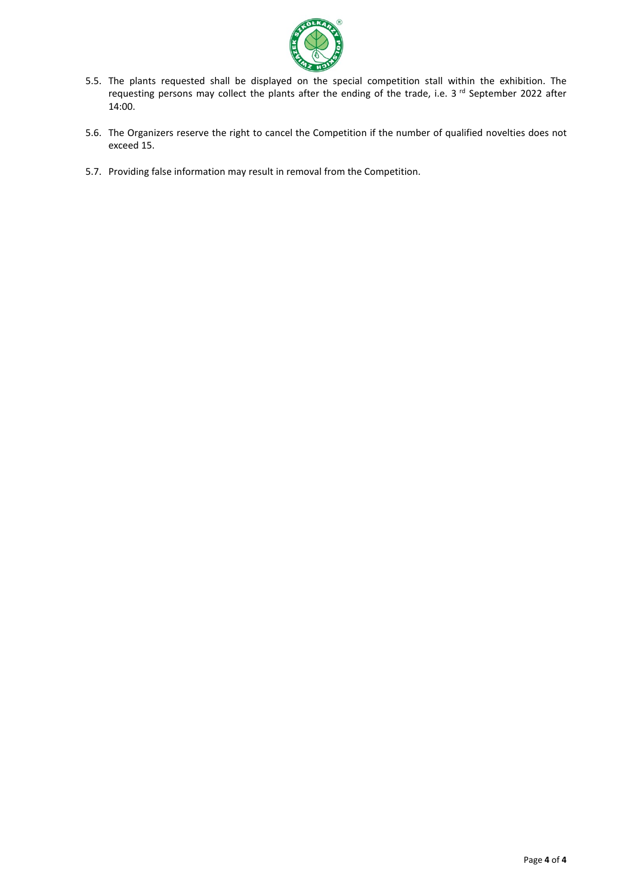5.5. The plants requested shall be displayed on the special competition stall within the exhibition. The requesting persons may collect the plants after the ending of the trade, i.e. 3[rd] September 2022 after 14:00.

5.6. The Organizers reserve the right to cancel the Competition if the number of qualified novelties does not exceed 15.

5.7. Providing false information may result in removal from the Competition.